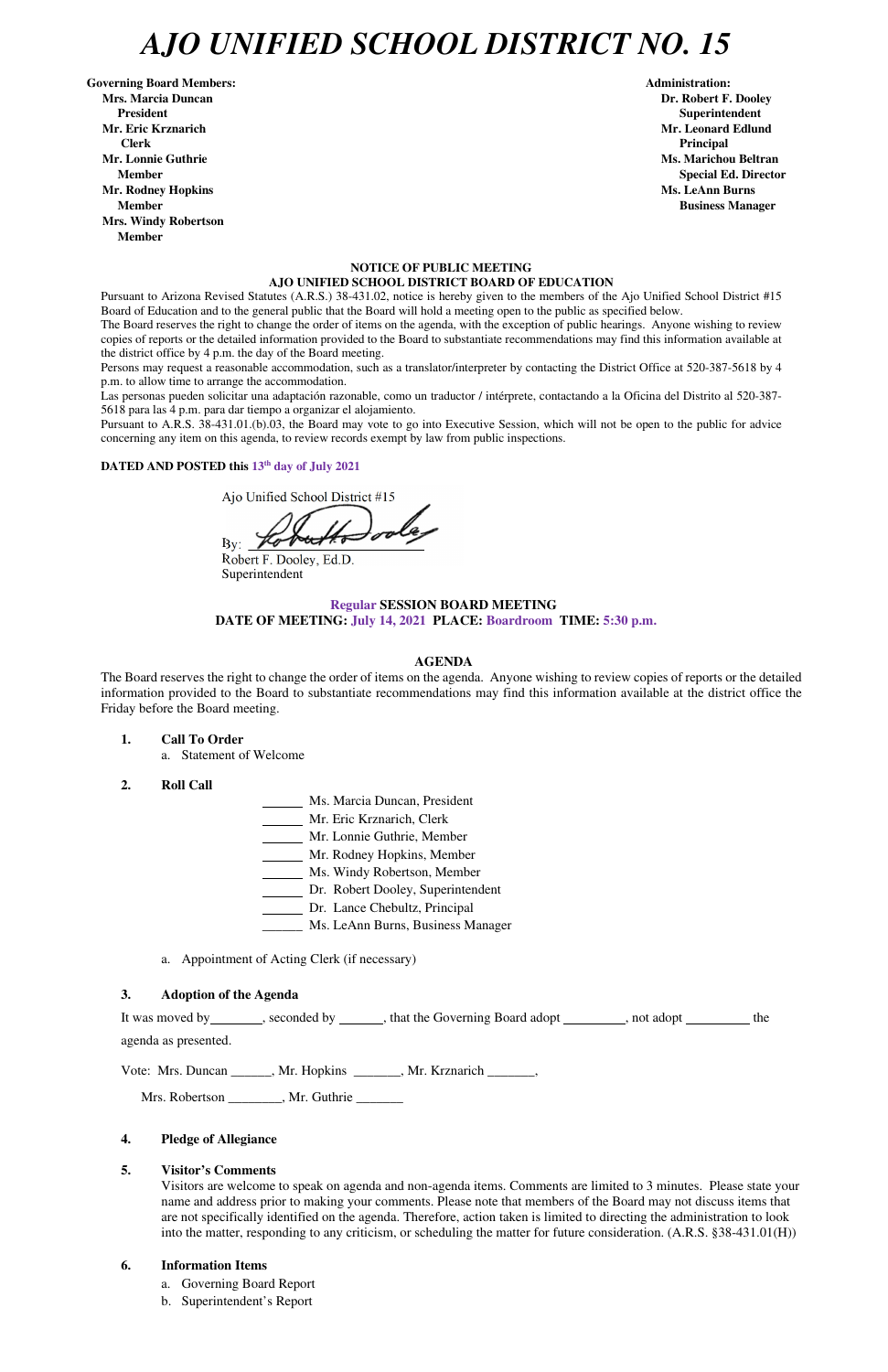# AJO UNIFIED SCHOOL DISTRICT NO. 15

**Governing Board Members:**
**Mrs. Marcia Duncan**
**President**
**Mr. Eric Krznarich**
**Clerk**
**Mr. Lonnie Guthrie**
**Member**
**Mr. Rodney Hopkins**
**Member**
**Mrs. Windy Robertson**
**Member**

**Administration:**
**Dr. Robert F. Dooley**
**Superintendent**
**Mr. Leonard Edlund**
**Principal**
**Ms. Marichou Beltran**
**Special Ed. Director**
**Ms. LeAnn Burns**
**Business Manager**

**NOTICE OF PUBLIC MEETING**
**AJO UNIFIED SCHOOL DISTRICT BOARD OF EDUCATION**

Pursuant to Arizona Revised Statutes (A.R.S.) 38-431.02, notice is hereby given to the members of the Ajo Unified School District #15 Board of Education and to the general public that the Board will hold a meeting open to the public as specified below.

The Board reserves the right to change the order of items on the agenda, with the exception of public hearings. Anyone wishing to review copies of reports or the detailed information provided to the Board to substantiate recommendations may find this information available at the district office by 4 p.m. the day of the Board meeting.

Persons may request a reasonable accommodation, such as a translator/interpreter by contacting the District Office at 520-387-5618 by 4 p.m. to allow time to arrange the accommodation.

Las personas pueden solicitar una adaptación razonable, como un traductor / intérprete, contactando a la Oficina del Distrito al 520-387-5618 para las 4 p.m. para dar tiempo a organizar el alojamiento.

Pursuant to A.R.S. 38-431.01.(b).03, the Board may vote to go into Executive Session, which will not be open to the public for advice concerning any item on this agenda, to review records exempt by law from public inspections.

**DATED AND POSTED this 13th day of July 2021**

Ajo Unified School District #15

By: ______________________

Robert F. Dooley, Ed.D.
Superintendent

**Regular SESSION BOARD MEETING**
**DATE OF MEETING: July 14, 2021 PLACE: Boardroom TIME: 5:30 p.m.**

**AGENDA**

The Board reserves the right to change the order of items on the agenda. Anyone wishing to review copies of reports or the detailed information provided to the Board to substantiate recommendations may find this information available at the district office the Friday before the Board meeting.

1. **Call To Order**
   a. Statement of Welcome

2. **Roll Call**

   ______ Ms. Marcia Duncan, President
   ______ Mr. Eric Krznarich, Clerk
   ______ Mr. Lonnie Guthrie, Member
   ______ Mr. Rodney Hopkins, Member
   ______ Ms. Windy Robertson, Member
   ______ Dr. Robert Dooley, Superintendent
   ______ Dr. Lance Chebultz, Principal
   ______ Ms. LeAnn Burns, Business Manager

   a. Appointment of Acting Clerk (if necessary)

3. **Adoption of the Agenda**

   It was moved by________, seconded by ______, that the Governing Board adopt _________, not adopt _________ the agenda as presented.

   Vote: Mrs. Duncan ______, Mr. Hopkins _______, Mr. Krznarich _______,
   Mrs. Robertson ________, Mr. Guthrie _______

4. **Pledge of Allegiance**

5. **Visitor's Comments**
   Visitors are welcome to speak on agenda and non-agenda items. Comments are limited to 3 minutes. Please state your name and address prior to making your comments. Please note that members of the Board may not discuss items that are not specifically identified on the agenda. Therefore, action taken is limited to directing the administration to look into the matter, responding to any criticism, or scheduling the matter for future consideration. (A.R.S. §38-431.01(H))

6. **Information Items**
   a. Governing Board Report
   b. Superintendent's Report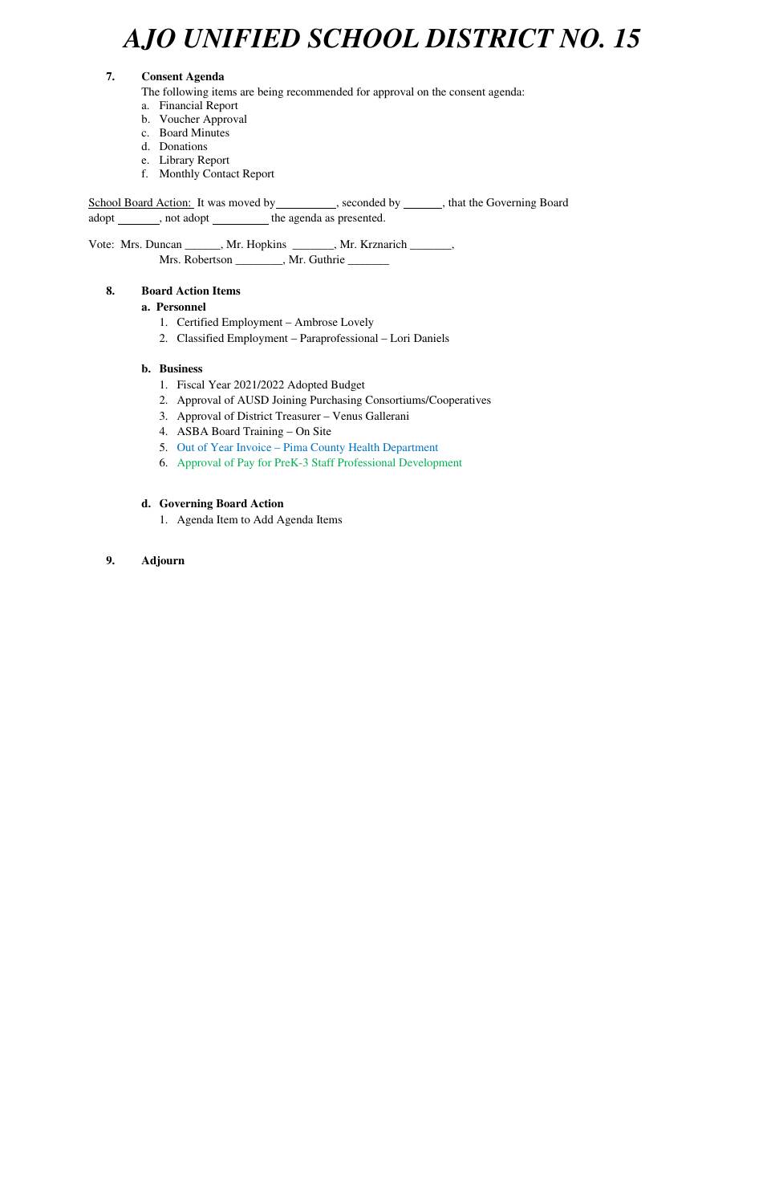# AJO UNIFIED SCHOOL DISTRICT NO. 15

**7. Consent Agenda**

The following items are being recommended for approval on the consent agenda:

a. Financial Report
b. Voucher Approval
c. Board Minutes
d. Donations
e. Library Report
f. Monthly Contact Report

School Board Action: It was moved by __________, seconded by ______, that the Governing Board adopt _______, not adopt _________ the agenda as presented.

Vote: Mrs. Duncan ______, Mr. Hopkins _______, Mr. Krznarich _______,
Mrs. Robertson ________, Mr. Guthrie _______

**8. Board Action Items**

**a. Personnel**

1. Certified Employment – Ambrose Lovely
2. Classified Employment – Paraprofessional – Lori Daniels

**b. Business**

1. Fiscal Year 2021/2022 Adopted Budget
2. Approval of AUSD Joining Purchasing Consortiums/Cooperatives
3. Approval of District Treasurer – Venus Gallerani
4. ASBA Board Training – On Site
5. Out of Year Invoice – Pima County Health Department
6. Approval of Pay for PreK-3 Staff Professional Development

**d. Governing Board Action**

1. Agenda Item to Add Agenda Items

**9. Adjourn**